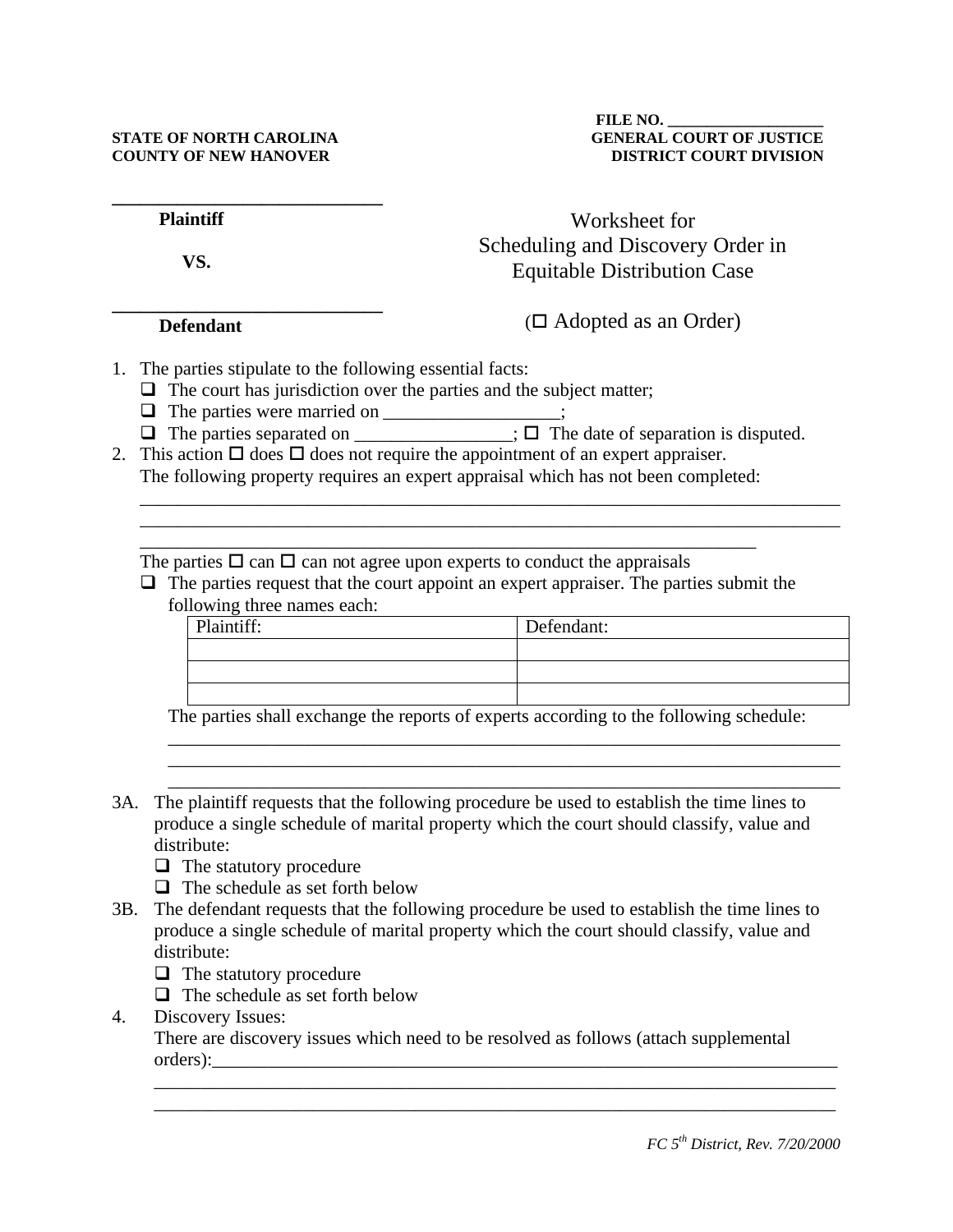**STATE OF NORTH CAROLINA**
**COUNTY OF NEW HANOVER**

**FILE NO. ___________________**
**GENERAL COURT OF JUSTICE**
**DISTRICT COURT DIVISION**

_____________________________
**Plaintiff**

**VS.**

_____________________________
**Defendant**

# Worksheet for Scheduling and Discovery Order in Equitable Distribution Case

(☐ Adopted as an Order)

1. The parties stipulate to the following essential facts:
   - ☐ The court has jurisdiction over the parties and the subject matter;
   - ☐ The parties were married on ___________________;
   - ☐ The parties separated on _________________; ☐ The date of separation is disputed.
2. This action ☐ does ☐ does not require the appointment of an expert appraiser.
   The following property requires an expert appraisal which has not been completed:
   ____________________________________________________________________________
   ____________________________________________________________________________
   ____________________________________________________________________

   The parties ☐ can ☐ can not agree upon experts to conduct the appraisals
   - ☐ The parties request that the court appoint an expert appraiser. The parties submit the following three names each:

   | Plaintiff: | Defendant: |
   |---|---|
   | | |
   | | |
   | | |

   The parties shall exchange the reports of experts according to the following schedule:
   ____________________________________________________________________________
   ____________________________________________________________________________
   ____________________________________________________________________________

3A. The plaintiff requests that the following procedure be used to establish the time lines to produce a single schedule of marital property which the court should classify, value and distribute:
   - ☐ The statutory procedure
   - ☐ The schedule as set forth below

3B. The defendant requests that the following procedure be used to establish the time lines to produce a single schedule of marital property which the court should classify, value and distribute:
   - ☐ The statutory procedure
   - ☐ The schedule as set forth below

4. Discovery Issues:
   There are discovery issues which need to be resolved as follows (attach supplemental orders):_________________________________________________________________
   ____________________________________________________________________________
   ____________________________________________________________________________

*FC 5th District, Rev. 7/20/2000*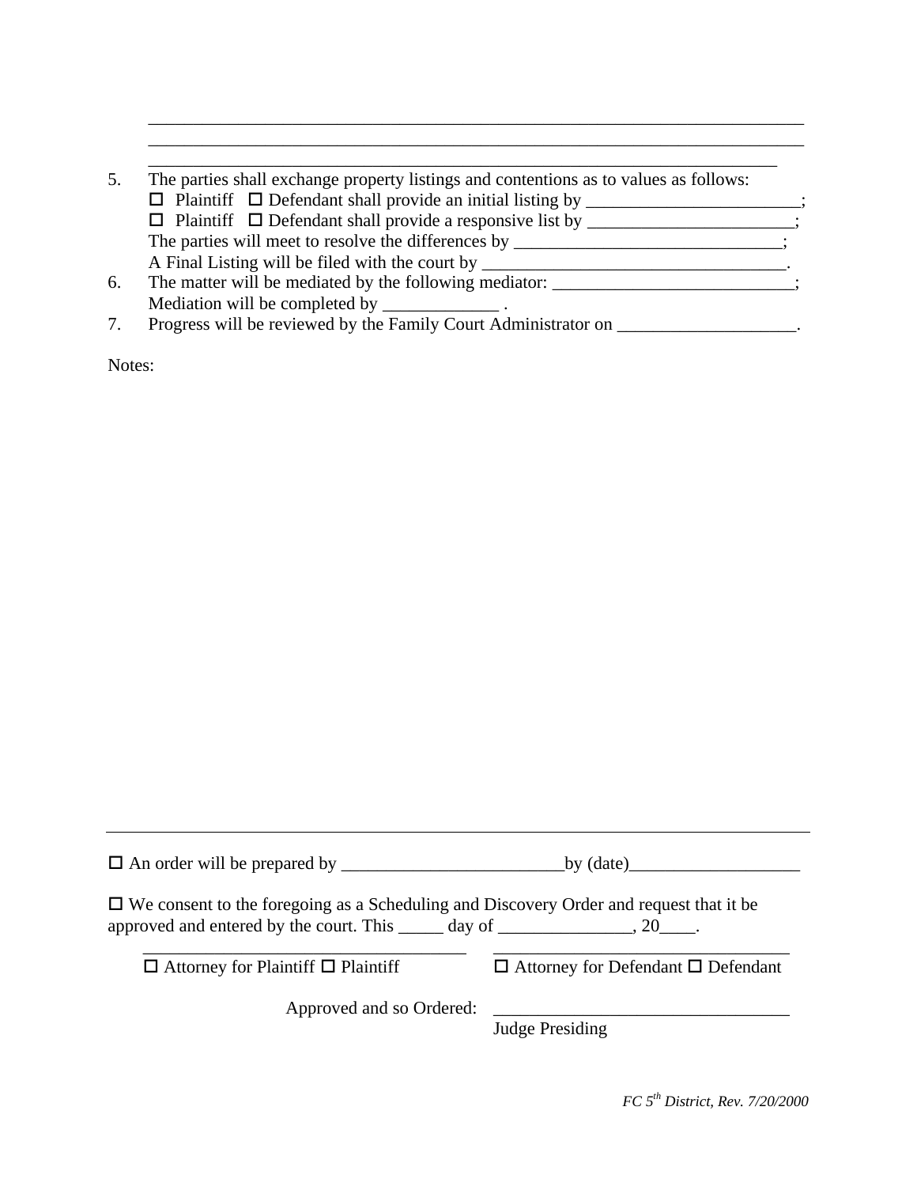______________________________________________________________________________
______________________________________________________________________________
_________________________________________________________________________

5. The parties shall exchange property listings and contentions as to values as follows:
   ☐ Plaintiff ☐ Defendant shall provide an initial listing by ________________________;
   ☐ Plaintiff ☐ Defendant shall provide a responsive list by _______________________;
   The parties will meet to resolve the differences by ______________________________;
   A Final Listing will be filed with the court by _________________________________.
6. The matter will be mediated by the following mediator: ___________________________;
   Mediation will be completed by _____________ .
7. Progress will be reviewed by the Family Court Administrator on ____________________.

Notes:

---

☐ An order will be prepared by _________________________by (date)___________________

☐ We consent to the foregoing as a Scheduling and Discovery Order and request that it be approved and entered by the court. This _____ day of _______________, 20____.

_____________________________________ _________________________________
☐ Attorney for Plaintiff ☐ Plaintiff ☐ Attorney for Defendant ☐ Defendant

Approved and so Ordered: _________________________________
Judge Presiding

*FC 5th District, Rev. 7/20/2000*